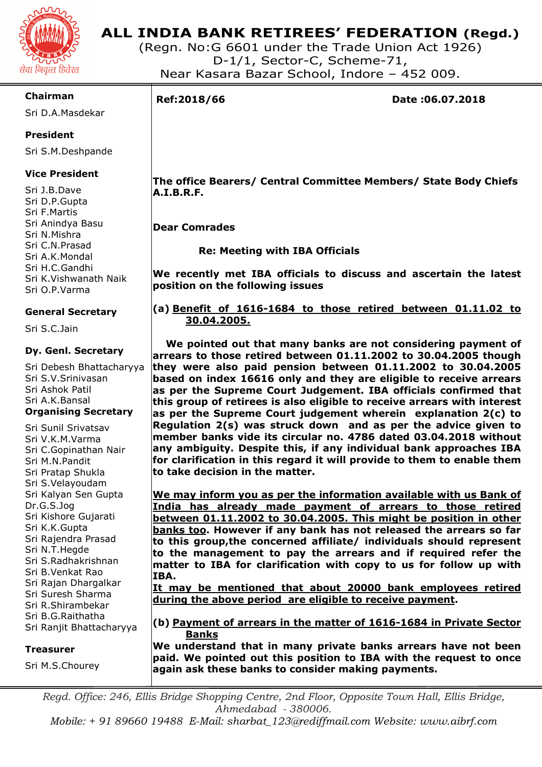# ALL INDIA BANK RETIREES' FEDERATION (Regd.)

(Regn. No:G 6601 under the Trade Union Act 1926)
D-1/1, Sector-C, Scheme-71,
Near Kasara Bazar School, Indore – 452 009.

**Chairman**
Sri D.A.Masdekar

**President**
Sri S.M.Deshpande

**Vice President**
Sri J.B.Dave
Sri D.P.Gupta
Sri F.Martis
Sri Anindya Basu
Sri N.Mishra
Sri C.N.Prasad
Sri A.K.Mondal
Sri H.C.Gandhi
Sri K.Vishwanath Naik
Sri O.P.Varma

**General Secretary**
Sri S.C.Jain

**Dy. Genl. Secretary**
Sri Debesh Bhattacharyya
Sri S.V.Srinivasan
Sri Ashok Patil
Sri A.K.Bansal

**Organising Secretary**
Sri Sunil Srivatsav
Sri V.K.M.Varma
Sri C.Gopinathan Nair
Sri M.N.Pandit
Sri Pratap Shukla
Sri S.Velayoudam
Sri Kalyan Sen Gupta
Dr.G.S.Jog
Sri Kishore Gujarati
Sri K.K.Gupta
Sri Rajendra Prasad
Sri N.T.Hegde
Sri S.Radhakrishnan
Sri B.Venkat Rao
Sri Rajan Dhargalkar
Sri Suresh Sharma
Sri R.Shirambekar
Sri B.G.Raithatha
Sri Ranjit Bhattacharyya

**Treasurer**
Sri M.S.Chourey

---

**Ref:2018/66** **Date :06.07.2018**

**The office Bearers/ Central Committee Members/ State Body Chiefs A.I.B.R.F.**

**Dear Comrades**

**Re: Meeting with IBA Officials**

**We recently met IBA officials to discuss and ascertain the latest position on the following issues**

**(a) <u>Benefit of 1616-1684 to those retired between 01.11.02 to 30.04.2005.</u>**

**We pointed out that many banks are not considering payment of arrears to those retired between 01.11.2002 to 30.04.2005 though they were also paid pension between 01.11.2002 to 30.04.2005 based on index 16616 only and they are eligible to receive arrears as per the Supreme Court Judgement. IBA officials confirmed that this group of retirees is also eligible to receive arrears with interest as per the Supreme Court judgement wherein explanation 2(c) to Regulation 2(s) was struck down and as per the advice given to member banks vide its circular no. 4786 dated 03.04.2018 without any ambiguity. Despite this, if any individual bank approaches IBA for clarification in this regard it will provide to them to enable them to take decision in the matter.**

**<u>We may inform you as per the information available with us Bank of India has already made payment of arrears to those retired between 01.11.2002 to 30.04.2005. This might be position in other banks too</u>. However if any bank has not released the arrears so far to this group,the concerned affiliate/ individuals should represent to the management to pay the arrears and if required refer the matter to IBA for clarification with copy to us for follow up with IBA.**

**<u>It may be mentioned that about 20000 bank employees retired during the above period are eligible to receive payment</u>.**

**(b) <u>Payment of arrears in the matter of 1616-1684 in Private Sector Banks</u>**

**We understand that in many private banks arrears have not been paid. We pointed out this position to IBA with the request to once again ask these banks to consider making payments.**

---

*Regd. Office: 246, Ellis Bridge Shopping Centre, 2nd Floor, Opposite Town Hall, Ellis Bridge, Ahmedabad - 380006.*
*Mobile: + 91 89660 19488 E-Mail: sharbat_123@rediffmail.com Website: www.aibrf.com*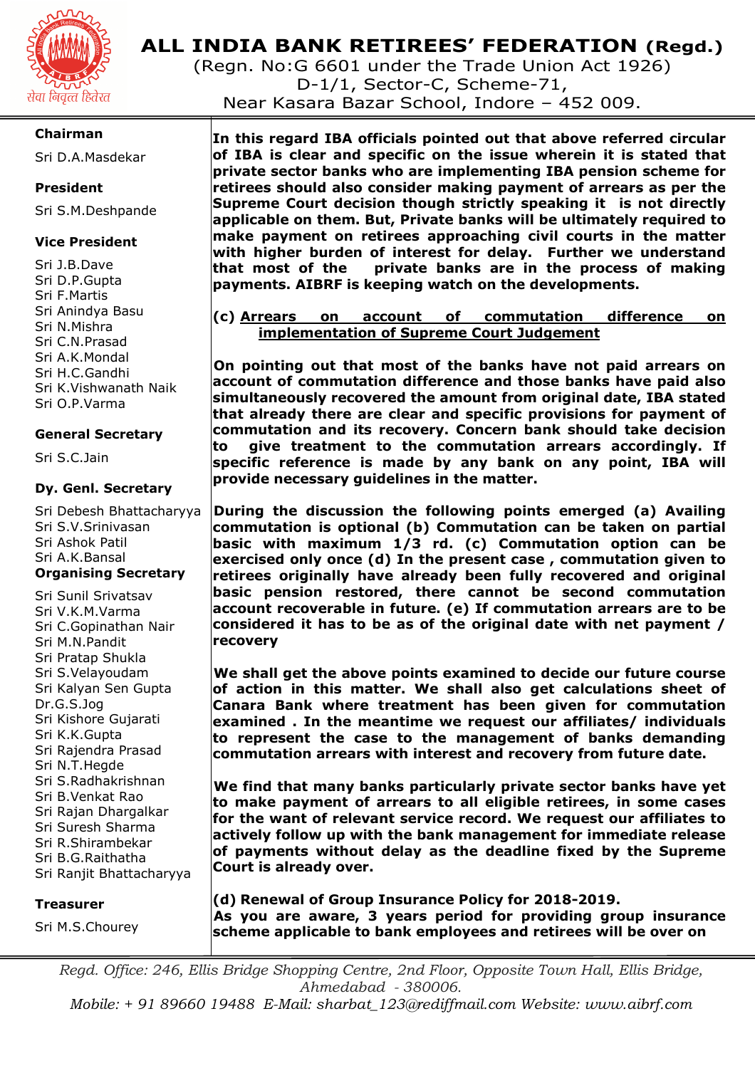# ALL INDIA BANK RETIREES' FEDERATION (Regd.)

(Regn. No:G 6601 under the Trade Union Act 1926)
D-1/1, Sector-C, Scheme-71,
Near Kasara Bazar School, Indore – 452 009.

सेवा निवृत्त हितरत

**Chairman**

Sri D.A.Masdekar

**President**

Sri S.M.Deshpande

**Vice President**

Sri J.B.Dave
Sri D.P.Gupta
Sri F.Martis
Sri Anindya Basu
Sri N.Mishra
Sri C.N.Prasad
Sri A.K.Mondal
Sri H.C.Gandhi
Sri K.Vishwanath Naik
Sri O.P.Varma

**General Secretary**

Sri S.C.Jain

**Dy. Genl. Secretary**

Sri Debesh Bhattacharyya
Sri S.V.Srinivasan
Sri Ashok Patil
Sri A.K.Bansal

**Organising Secretary**

Sri Sunil Srivatsav
Sri V.K.M.Varma
Sri C.Gopinathan Nair
Sri M.N.Pandit
Sri Pratap Shukla
Sri S.Velayoudam
Sri Kalyan Sen Gupta
Dr.G.S.Jog
Sri Kishore Gujarati
Sri K.K.Gupta
Sri Rajendra Prasad
Sri N.T.Hegde
Sri S.Radhakrishnan
Sri B.Venkat Rao
Sri Rajan Dhargalkar
Sri Suresh Sharma
Sri R.Shirambekar
Sri B.G.Raithatha
Sri Ranjit Bhattacharyya

**Treasurer**

Sri M.S.Chourey

**In this regard IBA officials pointed out that above referred circular of IBA is clear and specific on the issue wherein it is stated that private sector banks who are implementing IBA pension scheme for retirees should also consider making payment of arrears as per the Supreme Court decision though strictly speaking it is not directly applicable on them. But, Private banks will be ultimately required to make payment on retirees approaching civil courts in the matter with higher burden of interest for delay. Further we understand that most of the private banks are in the process of making payments. AIBRF is keeping watch on the developments.**

**(c) <u>Arrears on account of commutation difference on implementation of Supreme Court Judgement</u>**

**On pointing out that most of the banks have not paid arrears on account of commutation difference and those banks have paid also simultaneously recovered the amount from original date, IBA stated that already there are clear and specific provisions for payment of commutation and its recovery. Concern bank should take decision to give treatment to the commutation arrears accordingly. If specific reference is made by any bank on any point, IBA will provide necessary guidelines in the matter.**

**During the discussion the following points emerged (a) Availing commutation is optional (b) Commutation can be taken on partial basic with maximum 1/3 rd. (c) Commutation option can be exercised only once (d) In the present case , commutation given to retirees originally have already been fully recovered and original basic pension restored, there cannot be second commutation account recoverable in future. (e) If commutation arrears are to be considered it has to be as of the original date with net payment / recovery**

**We shall get the above points examined to decide our future course of action in this matter. We shall also get calculations sheet of Canara Bank where treatment has been given for commutation examined . In the meantime we request our affiliates/ individuals to represent the case to the management of banks demanding commutation arrears with interest and recovery from future date.**

**We find that many banks particularly private sector banks have yet to make payment of arrears to all eligible retirees, in some cases for the want of relevant service record. We request our affiliates to actively follow up with the bank management for immediate release of payments without delay as the deadline fixed by the Supreme Court is already over.**

**(d) Renewal of Group Insurance Policy for 2018-2019.**
**As you are aware, 3 years period for providing group insurance scheme applicable to bank employees and retirees will be over on**

*Regd. Office: 246, Ellis Bridge Shopping Centre, 2nd Floor, Opposite Town Hall, Ellis Bridge, Ahmedabad - 380006.*
*Mobile: + 91 89660 19488 E-Mail: sharbat_123@rediffmail.com Website: www.aibrf.com*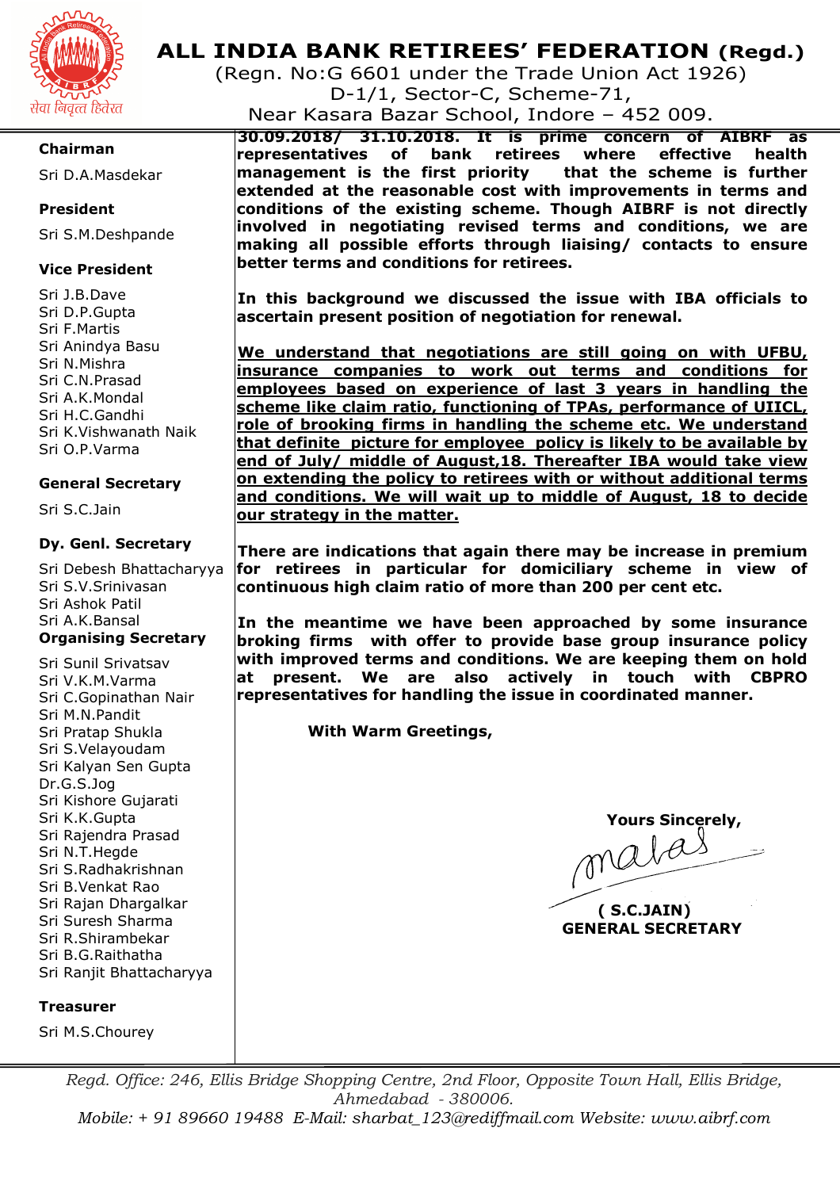# ALL INDIA BANK RETIREES' FEDERATION (Regd.)

(Regn. No:G 6601 under the Trade Union Act 1926)
D-1/1, Sector-C, Scheme-71,
Near Kasara Bazar School, Indore – 452 009.

सेवा निवृत्त हितरत

**Chairman**

Sri D.A.Masdekar

**President**

Sri S.M.Deshpande

**Vice President**

Sri J.B.Dave
Sri D.P.Gupta
Sri F.Martis
Sri Anindya Basu
Sri N.Mishra
Sri C.N.Prasad
Sri A.K.Mondal
Sri H.C.Gandhi
Sri K.Vishwanath Naik
Sri O.P.Varma

**General Secretary**

Sri S.C.Jain

**Dy. Genl. Secretary**

Sri Debesh Bhattacharyya
Sri S.V.Srinivasan
Sri Ashok Patil
Sri A.K.Bansal

**Organising Secretary**

Sri Sunil Srivatsav
Sri V.K.M.Varma
Sri C.Gopinathan Nair
Sri M.N.Pandit
Sri Pratap Shukla
Sri S.Velayoudam
Sri Kalyan Sen Gupta
Dr.G.S.Jog
Sri Kishore Gujarati
Sri K.K.Gupta
Sri Rajendra Prasad
Sri N.T.Hegde
Sri S.Radhakrishnan
Sri B.Venkat Rao
Sri Rajan Dhargalkar
Sri Suresh Sharma
Sri R.Shirambekar
Sri B.G.Raithatha
Sri Ranjit Bhattacharyya

**Treasurer**

Sri M.S.Chourey

**30.09.2018/ 31.10.2018. It is prime concern of AIBRF as representatives of bank retirees where effective health management is the first priority that the scheme is further extended at the reasonable cost with improvements in terms and conditions of the existing scheme. Though AIBRF is not directly involved in negotiating revised terms and conditions, we are making all possible efforts through liaising/ contacts to ensure better terms and conditions for retirees.**

**In this background we discussed the issue with IBA officials to ascertain present position of negotiation for renewal.**

<u>**We understand that negotiations are still going on with UFBU, insurance companies to work out terms and conditions for employees based on experience of last 3 years in handling the scheme like claim ratio, functioning of TPAs, performance of UIICL, role of brooking firms in handling the scheme etc. We understand that definite picture for employee policy is likely to be available by end of July/ middle of August,18. Thereafter IBA would take view on extending the policy to retirees with or without additional terms and conditions. We will wait up to middle of August, 18 to decide our strategy in the matter.**</u>

**There are indications that again there may be increase in premium for retirees in particular for domiciliary scheme in view of continuous high claim ratio of more than 200 per cent etc.**

**In the meantime we have been approached by some insurance broking firms with offer to provide base group insurance policy with improved terms and conditions. We are keeping them on hold at present. We are also actively in touch with CBPRO representatives for handling the issue in coordinated manner.**

**With Warm Greetings,**

**Yours Sincerely,**

**( S.C.JAIN)**
**GENERAL SECRETARY**

*Regd. Office: 246, Ellis Bridge Shopping Centre, 2nd Floor, Opposite Town Hall, Ellis Bridge, Ahmedabad - 380006.*
*Mobile: + 91 89660 19488 E-Mail: sharbat_123@rediffmail.com Website: www.aibrf.com*